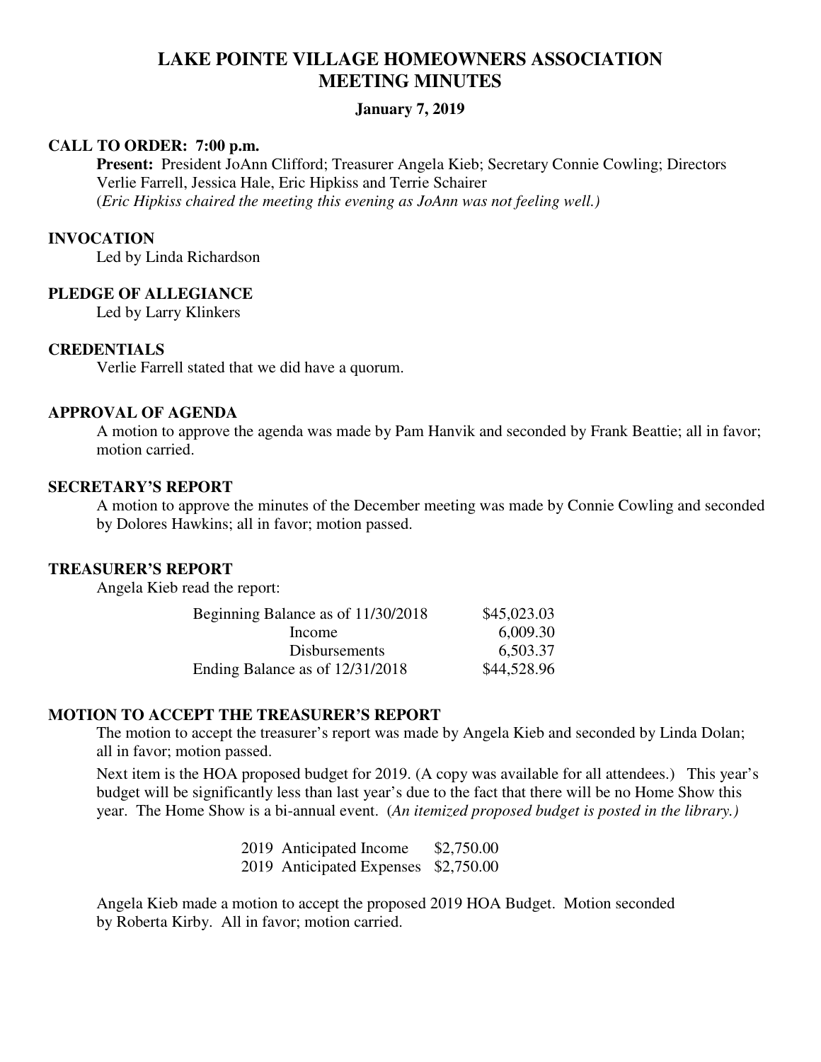# LAKE POINTE VILLAGE HOMEOWNERS ASSOCIATION
# MEETING MINUTES

**January 7, 2019**

### CALL TO ORDER: 7:00 p.m.

**Present:** President JoAnn Clifford; Treasurer Angela Kieb; Secretary Connie Cowling; Directors Verlie Farrell, Jessica Hale, Eric Hipkiss and Terrie Schairer
(*Eric Hipkiss chaired the meeting this evening as JoAnn was not feeling well.)*

### INVOCATION

Led by Linda Richardson

### PLEDGE OF ALLEGIANCE

Led by Larry Klinkers

### CREDENTIALS

Verlie Farrell stated that we did have a quorum.

### APPROVAL OF AGENDA

A motion to approve the agenda was made by Pam Hanvik and seconded by Frank Beattie; all in favor; motion carried.

### SECRETARY'S REPORT

A motion to approve the minutes of the December meeting was made by Connie Cowling and seconded by Dolores Hawkins; all in favor; motion passed.

### TREASURER'S REPORT

Angela Kieb read the report:

| | |
|---|---|
| Beginning Balance as of 11/30/2018 | $45,023.03 |
| Income | 6,009.30 |
| Disbursements | 6,503.37 |
| Ending Balance as of 12/31/2018 | $44,528.96 |

### MOTION TO ACCEPT THE TREASURER'S REPORT

The motion to accept the treasurer's report was made by Angela Kieb and seconded by Linda Dolan; all in favor; motion passed.

Next item is the HOA proposed budget for 2019. (A copy was available for all attendees.) This year's budget will be significantly less than last year's due to the fact that there will be no Home Show this year. The Home Show is a bi-annual event. (*An itemized proposed budget is posted in the library.)*

| | |
|---|---|
| 2019 Anticipated Income | $2,750.00 |
| 2019 Anticipated Expenses | $2,750.00 |

Angela Kieb made a motion to accept the proposed 2019 HOA Budget. Motion seconded by Roberta Kirby. All in favor; motion carried.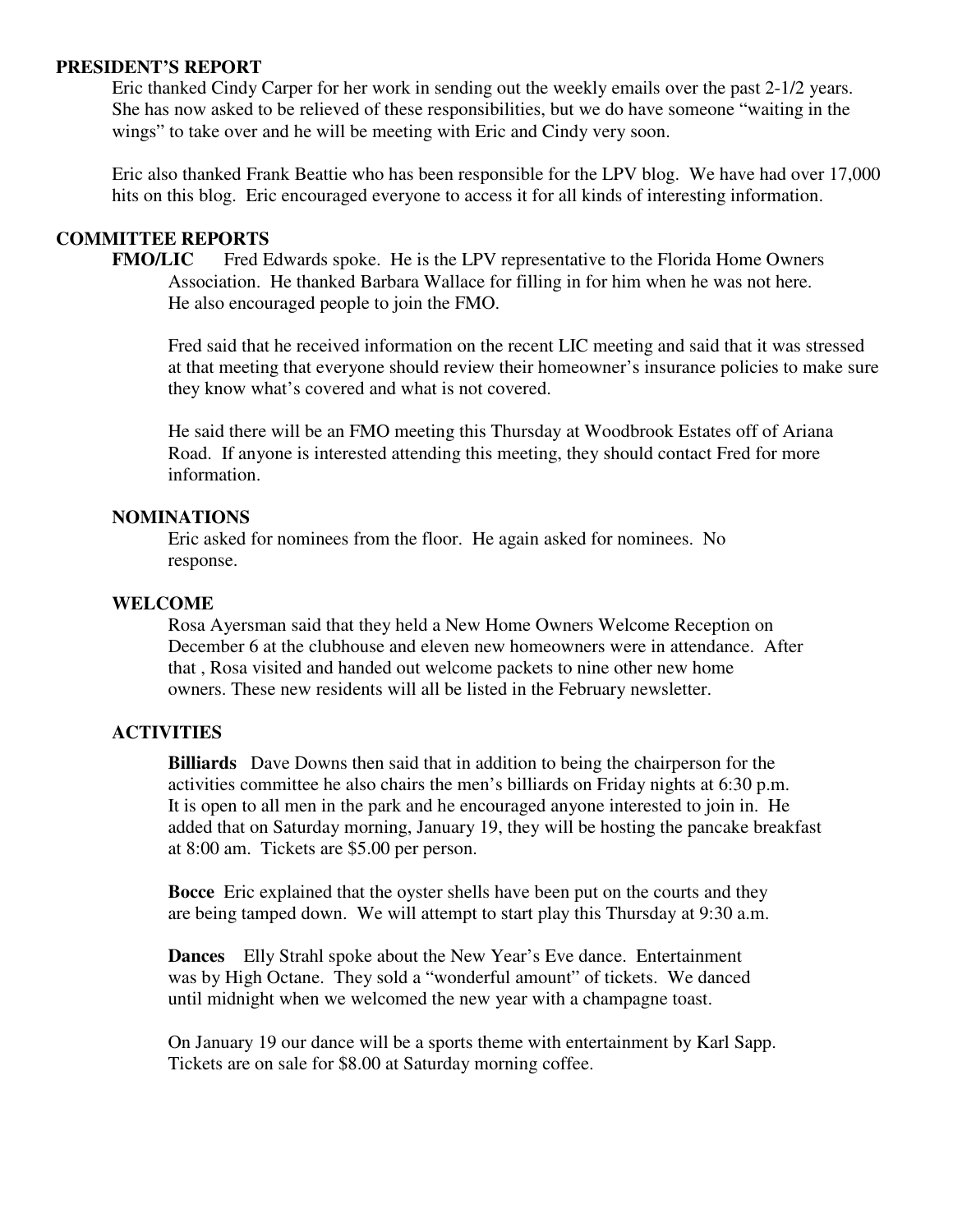## PRESIDENT'S REPORT

Eric thanked Cindy Carper for her work in sending out the weekly emails over the past 2-1/2 years. She has now asked to be relieved of these responsibilities, but we do have someone "waiting in the wings" to take over and he will be meeting with Eric and Cindy very soon.

Eric also thanked Frank Beattie who has been responsible for the LPV blog. We have had over 17,000 hits on this blog. Eric encouraged everyone to access it for all kinds of interesting information.

## COMMITTEE REPORTS

**FMO/LIC** Fred Edwards spoke. He is the LPV representative to the Florida Home Owners Association. He thanked Barbara Wallace for filling in for him when he was not here. He also encouraged people to join the FMO.

Fred said that he received information on the recent LIC meeting and said that it was stressed at that meeting that everyone should review their homeowner's insurance policies to make sure they know what's covered and what is not covered.

He said there will be an FMO meeting this Thursday at Woodbrook Estates off of Ariana Road. If anyone is interested attending this meeting, they should contact Fred for more information.

### NOMINATIONS

Eric asked for nominees from the floor. He again asked for nominees. No response.

### WELCOME

Rosa Ayersman said that they held a New Home Owners Welcome Reception on December 6 at the clubhouse and eleven new homeowners were in attendance. After that , Rosa visited and handed out welcome packets to nine other new home owners. These new residents will all be listed in the February newsletter.

### ACTIVITIES

**Billiards** Dave Downs then said that in addition to being the chairperson for the activities committee he also chairs the men's billiards on Friday nights at 6:30 p.m. It is open to all men in the park and he encouraged anyone interested to join in. He added that on Saturday morning, January 19, they will be hosting the pancake breakfast at 8:00 am. Tickets are $5.00 per person.

**Bocce** Eric explained that the oyster shells have been put on the courts and they are being tamped down. We will attempt to start play this Thursday at 9:30 a.m.

**Dances** Elly Strahl spoke about the New Year's Eve dance. Entertainment was by High Octane. They sold a "wonderful amount" of tickets. We danced until midnight when we welcomed the new year with a champagne toast.

On January 19 our dance will be a sports theme with entertainment by Karl Sapp. Tickets are on sale for $8.00 at Saturday morning coffee.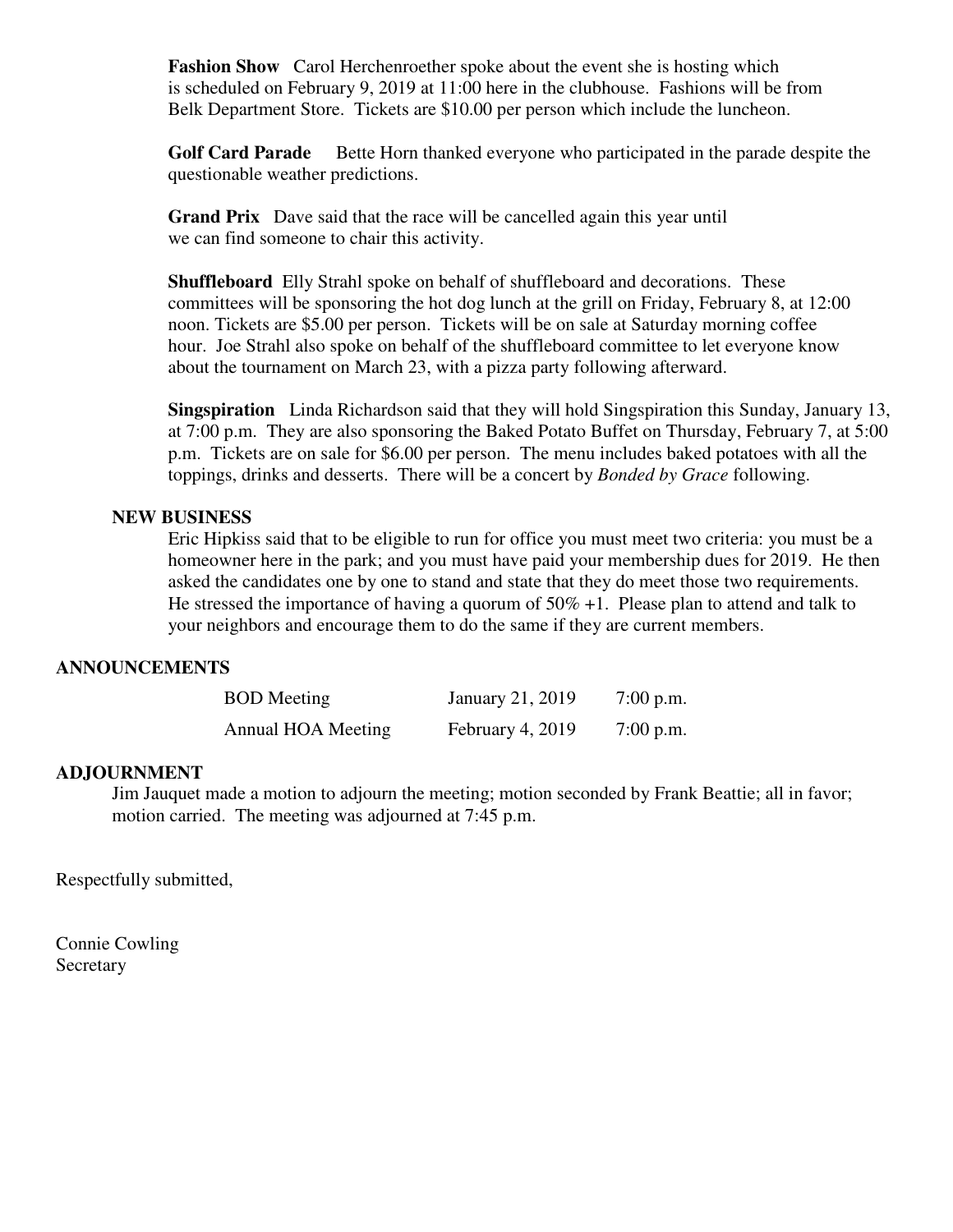**Fashion Show** Carol Herchenroether spoke about the event she is hosting which is scheduled on February 9, 2019 at 11:00 here in the clubhouse. Fashions will be from Belk Department Store. Tickets are $10.00 per person which include the luncheon.

**Golf Card Parade** Bette Horn thanked everyone who participated in the parade despite the questionable weather predictions.

**Grand Prix** Dave said that the race will be cancelled again this year until we can find someone to chair this activity.

**Shuffleboard** Elly Strahl spoke on behalf of shuffleboard and decorations. These committees will be sponsoring the hot dog lunch at the grill on Friday, February 8, at 12:00 noon. Tickets are $5.00 per person. Tickets will be on sale at Saturday morning coffee hour. Joe Strahl also spoke on behalf of the shuffleboard committee to let everyone know about the tournament on March 23, with a pizza party following afterward.

**Singspiration** Linda Richardson said that they will hold Singspiration this Sunday, January 13, at 7:00 p.m. They are also sponsoring the Baked Potato Buffet on Thursday, February 7, at 5:00 p.m. Tickets are on sale for $6.00 per person. The menu includes baked potatoes with all the toppings, drinks and desserts. There will be a concert by *Bonded by Grace* following.

**NEW BUSINESS**

Eric Hipkiss said that to be eligible to run for office you must meet two criteria: you must be a homeowner here in the park; and you must have paid your membership dues for 2019. He then asked the candidates one by one to stand and state that they do meet those two requirements. He stressed the importance of having a quorum of 50% +1. Please plan to attend and talk to your neighbors and encourage them to do the same if they are current members.

**ANNOUNCEMENTS**

| | | |
|---|---|---|
| BOD Meeting | January 21, 2019 | 7:00 p.m. |
| Annual HOA Meeting | February 4, 2019 | 7:00 p.m. |

**ADJOURNMENT**

Jim Jauquet made a motion to adjourn the meeting; motion seconded by Frank Beattie; all in favor; motion carried. The meeting was adjourned at 7:45 p.m.

Respectfully submitted,

Connie Cowling
Secretary